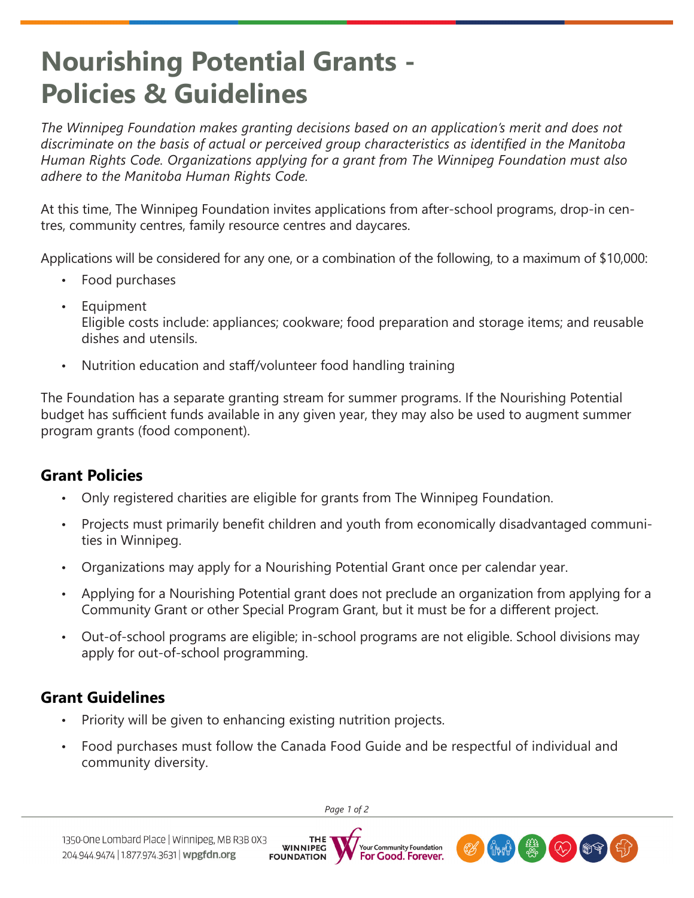# Nourishing Potential Grants - Policies & Guidelines

*The Winnipeg Foundation makes granting decisions based on an application's merit and does not discriminate on the basis of actual or perceived group characteristics as identified in the Manitoba Human Rights Code. Organizations applying for a grant from The Winnipeg Foundation must also adhere to the Manitoba Human Rights Code.*

At this time, The Winnipeg Foundation invites applications from after-school programs, drop-in centres, community centres, family resource centres and daycares.

Applications will be considered for any one, or a combination of the following, to a maximum of $10,000:

- Food purchases
- Equipment
  Eligible costs include: appliances; cookware; food preparation and storage items; and reusable dishes and utensils.
- Nutrition education and staff/volunteer food handling training

The Foundation has a separate granting stream for summer programs. If the Nourishing Potential budget has sufficient funds available in any given year, they may also be used to augment summer program grants (food component).

## Grant Policies

- Only registered charities are eligible for grants from The Winnipeg Foundation.
- Projects must primarily benefit children and youth from economically disadvantaged communities in Winnipeg.
- Organizations may apply for a Nourishing Potential Grant once per calendar year.
- Applying for a Nourishing Potential grant does not preclude an organization from applying for a Community Grant or other Special Program Grant, but it must be for a different project.
- Out-of-school programs are eligible; in-school programs are not eligible. School divisions may apply for out-of-school programming.

## Grant Guidelines

- Priority will be given to enhancing existing nutrition projects.
- Food purchases must follow the Canada Food Guide and be respectful of individual and community diversity.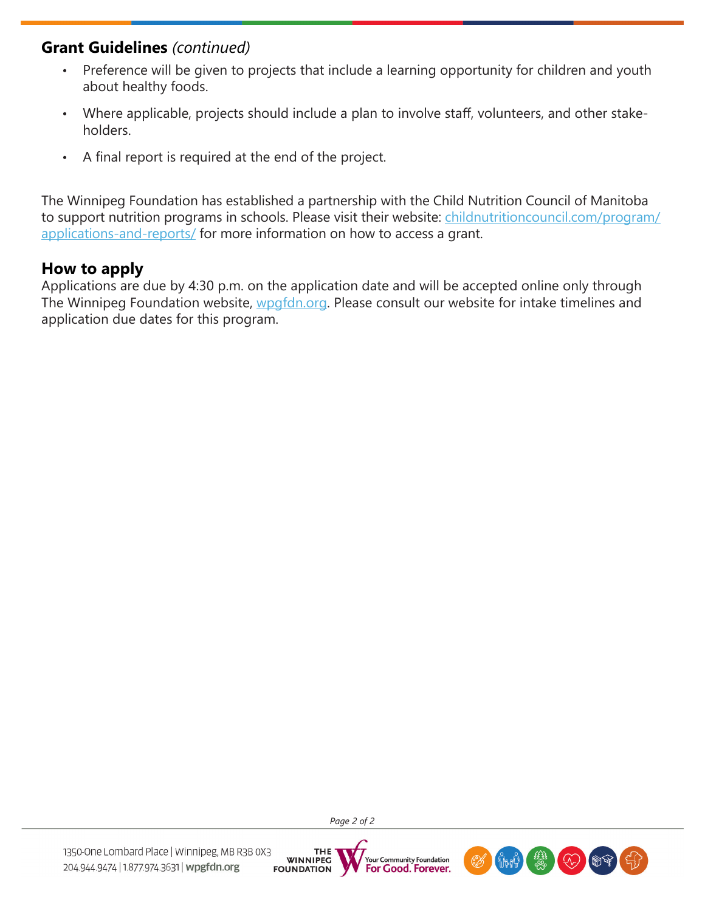## Grant Guidelines *(continued)*

- Preference will be given to projects that include a learning opportunity for children and youth about healthy foods.
- Where applicable, projects should include a plan to involve staff, volunteers, and other stakeholders.
- A final report is required at the end of the project.

The Winnipeg Foundation has established a partnership with the Child Nutrition Council of Manitoba to support nutrition programs in schools. Please visit their website: childnutritioncouncil.com/program/applications-and-reports/ for more information on how to access a grant.

## How to apply

Applications are due by 4:30 p.m. on the application date and will be accepted online only through The Winnipeg Foundation website, wpgfdn.org. Please consult our website for intake timelines and application due dates for this program.